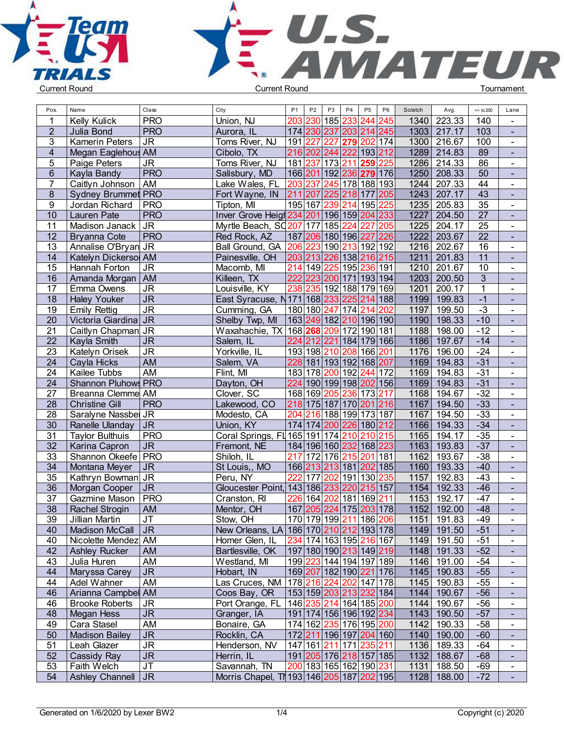Team USA TRIALS — U.S. AMATEUR

Current Round | Current Round | Tournament

| Pos. | Name | Class | City | P1 | P2 | P3 | P4 | P5 | P6 | Scratch | Avg. | +/- to 200 | Lane |
|---|---|---|---|---|---|---|---|---|---|---|---|---|---|
| 1 | Kelly Kulick | PRO | Union, NJ | 203 | 230 | 185 | 233 | 244 | 245 | 1340 | 223.33 | 140 | - |
| 2 | Julia Bond | PRO | Aurora, IL | 174 | 230 | 237 | 203 | 214 | 245 | 1303 | 217.17 | 103 | - |
| 3 | Kamerin Peters | JR | Toms River, NJ | 191 | 227 | 227 | 279 | 202 | 174 | 1300 | 216.67 | 100 | - |
| 4 | Megan Eaglehous | AM | Cibolo, TX | 216 | 202 | 244 | 222 | 193 | 212 | 1289 | 214.83 | 89 | - |
| 5 | Paige Peters | JR | Toms River, NJ | 181 | 237 | 173 | 211 | 259 | 225 | 1286 | 214.33 | 86 | - |
| 6 | Kayla Bandy | PRO | Salisbury, MD | 166 | 201 | 192 | 236 | 279 | 176 | 1250 | 208.33 | 50 | - |
| 7 | Caitlyn Johnson | AM | Lake Wales, FL | 203 | 237 | 245 | 178 | 188 | 193 | 1244 | 207.33 | 44 | - |
| 8 | Sydney Brummet | PRO | Fort Wayne, IN | 211 | 207 | 225 | 218 | 177 | 205 | 1243 | 207.17 | 43 | - |
| 9 | Jordan Richard | PRO | Tipton, MI | 195 | 167 | 239 | 214 | 195 | 225 | 1235 | 205.83 | 35 | - |
| 10 | Lauren Pate | PRO | Inver Grove Heigh | 234 | 201 | 196 | 159 | 204 | 233 | 1227 | 204.50 | 27 | - |
| 11 | Madison Janack | JR | Myrtle Beach, SC | 207 | 177 | 185 | 224 | 227 | 205 | 1225 | 204.17 | 25 | - |
| 12 | Bryanna Cote | PRO | Red Rock, AZ | 187 | 206 | 180 | 196 | 227 | 226 | 1222 | 203.67 | 22 | - |
| 13 | Annalise O'Bryan | JR | Ball Ground, GA | 206 | 223 | 190 | 213 | 192 | 192 | 1216 | 202.67 | 16 | - |
| 14 | Katelyn Dickerso | AM | Painesville, OH | 203 | 213 | 226 | 138 | 216 | 215 | 1211 | 201.83 | 11 | - |
| 15 | Hannah Forton | JR | Macomb, MI | 214 | 149 | 225 | 195 | 236 | 191 | 1210 | 201.67 | 10 | - |
| 16 | Amanda Morgan | AM | Killeen, TX | 222 | 223 | 200 | 171 | 193 | 194 | 1203 | 200.50 | 3 | - |
| 17 | Emma Owens | JR | Louisville, KY | 238 | 235 | 192 | 188 | 179 | 169 | 1201 | 200.17 | 1 | - |
| 18 | Haley Youker | JR | East Syracuse, N | 171 | 168 | 233 | 225 | 214 | 188 | 1199 | 199.83 | -1 | - |
| 19 | Emily Rettig | JR | Cumming, GA | 180 | 180 | 247 | 174 | 214 | 202 | 1197 | 199.50 | -3 | - |
| 20 | Victoria Giardina | JR | Shelby Twp, MI | 163 | 249 | 182 | 210 | 196 | 190 | 1190 | 198.33 | -10 | - |
| 21 | Caitlyn Chapman | JR | Waxahachie, TX | 168 | 268 | 209 | 172 | 190 | 181 | 1188 | 198.00 | -12 | - |
| 22 | Kayla Smith | JR | Salem, IL | 224 | 212 | 221 | 184 | 179 | 166 | 1186 | 197.67 | -14 | - |
| 23 | Katelyn Orisek | JR | Yorkville, IL | 193 | 198 | 210 | 208 | 166 | 201 | 1176 | 196.00 | -24 | - |
| 24 | Cayla Hicks | AM | Salem, VA | 228 | 181 | 193 | 192 | 168 | 207 | 1169 | 194.83 | -31 | - |
| 24 | Kailee Tubbs | AM | Flint, MI | 183 | 178 | 200 | 192 | 244 | 172 | 1169 | 194.83 | -31 | - |
| 24 | Shannon Pluhows | PRO | Dayton, OH | 224 | 190 | 199 | 198 | 202 | 156 | 1169 | 194.83 | -31 | - |
| 27 | Breanna Clemme | AM | Clover, SC | 168 | 169 | 205 | 236 | 173 | 217 | 1168 | 194.67 | -32 | - |
| 28 | Christine Gill | PRO | Lakewood, CO | 218 | 175 | 187 | 170 | 201 | 216 | 1167 | 194.50 | -33 | - |
| 28 | Saralyne Nassbe | JR | Modesto, CA | 204 | 216 | 188 | 199 | 173 | 187 | 1167 | 194.50 | -33 | - |
| 30 | Ranelle Ulanday | JR | Union, KY | 174 | 174 | 200 | 226 | 180 | 212 | 1166 | 194.33 | -34 | - |
| 31 | Taylor Bulthuis | PRO | Coral Springs, FL | 165 | 191 | 174 | 210 | 210 | 215 | 1165 | 194.17 | -35 | - |
| 32 | Karina Capron | JR | Fremont, NE | 184 | 196 | 160 | 232 | 168 | 223 | 1163 | 193.83 | -37 | - |
| 33 | Shannon Okeefe | PRO | Shiloh, IL | 217 | 172 | 176 | 215 | 201 | 181 | 1162 | 193.67 | -38 | - |
| 34 | Montana Meyer | JR | St Louis,, MO | 166 | 213 | 213 | 181 | 202 | 185 | 1160 | 193.33 | -40 | - |
| 35 | Kathryn Bowman | JR | Peru, NY | 222 | 177 | 202 | 191 | 130 | 235 | 1157 | 192.83 | -43 | - |
| 36 | Morgan Cooper | JR | Gloucester Point, | 143 | 186 | 233 | 220 | 215 | 157 | 1154 | 192.33 | -46 | - |
| 37 | Gazmine Mason | PRO | Cranston, RI | 226 | 164 | 202 | 181 | 169 | 211 | 1153 | 192.17 | -47 | - |
| 38 | Rachel Strogin | AM | Mentor, OH | 167 | 205 | 224 | 175 | 203 | 178 | 1152 | 192.00 | -48 | - |
| 39 | Jillian Martin | JT | Stow, OH | 170 | 179 | 199 | 211 | 186 | 206 | 1151 | 191.83 | -49 | - |
| 40 | Madison McCall | JR | New Orleans, LA | 186 | 170 | 210 | 212 | 193 | 178 | 1149 | 191.50 | -51 | - |
| 40 | Nicolette Mendez | AM | Homer Glen, IL | 234 | 174 | 163 | 195 | 216 | 167 | 1149 | 191.50 | -51 | - |
| 42 | Ashley Rucker | AM | Bartlesville, OK | 197 | 180 | 190 | 213 | 149 | 219 | 1148 | 191.33 | -52 | - |
| 43 | Julia Huren | AM | Westland, MI | 199 | 223 | 144 | 194 | 197 | 189 | 1146 | 191.00 | -54 | - |
| 44 | Maryssa Carey | JR | Hobart, IN | 169 | 207 | 182 | 190 | 221 | 176 | 1145 | 190.83 | -55 | - |
| 44 | Adel Wahner | AM | Las Cruces, NM | 178 | 216 | 224 | 202 | 147 | 178 | 1145 | 190.83 | -55 | - |
| 46 | Arianna Campbel | AM | Coos Bay, OR | 153 | 159 | 203 | 213 | 232 | 184 | 1144 | 190.67 | -56 | - |
| 46 | Brooke Roberts | JR | Port Orange, FL | 146 | 235 | 214 | 164 | 185 | 200 | 1144 | 190.67 | -56 | - |
| 48 | Megan Hess | JR | Granger, IA | 191 | 174 | 156 | 196 | 192 | 234 | 1143 | 190.50 | -57 | - |
| 49 | Cara Stasel | AM | Bonaire, GA | 174 | 162 | 235 | 176 | 195 | 200 | 1142 | 190.33 | -58 | - |
| 50 | Madison Bailey | JR | Rocklin, CA | 172 | 211 | 196 | 197 | 204 | 160 | 1140 | 190.00 | -60 | - |
| 51 | Leah Glazer | JR | Henderson, NV | 147 | 161 | 211 | 171 | 235 | 211 | 1136 | 189.33 | -64 | - |
| 52 | Cassidy Ray | JR | Herrin, IL | 191 | 205 | 176 | 218 | 157 | 185 | 1132 | 188.67 | -68 | - |
| 53 | Faith Welch | JT | Savannah, TN | 200 | 183 | 165 | 162 | 190 | 231 | 1131 | 188.50 | -69 | - |
| 54 | Ashley Channell | JR | Morris Chapel, TN | 193 | 146 | 205 | 187 | 202 | 195 | 1128 | 188.00 | -72 | - |

Generated on 1/6/2020 by Lexer BW2 — Copyright (c) 2020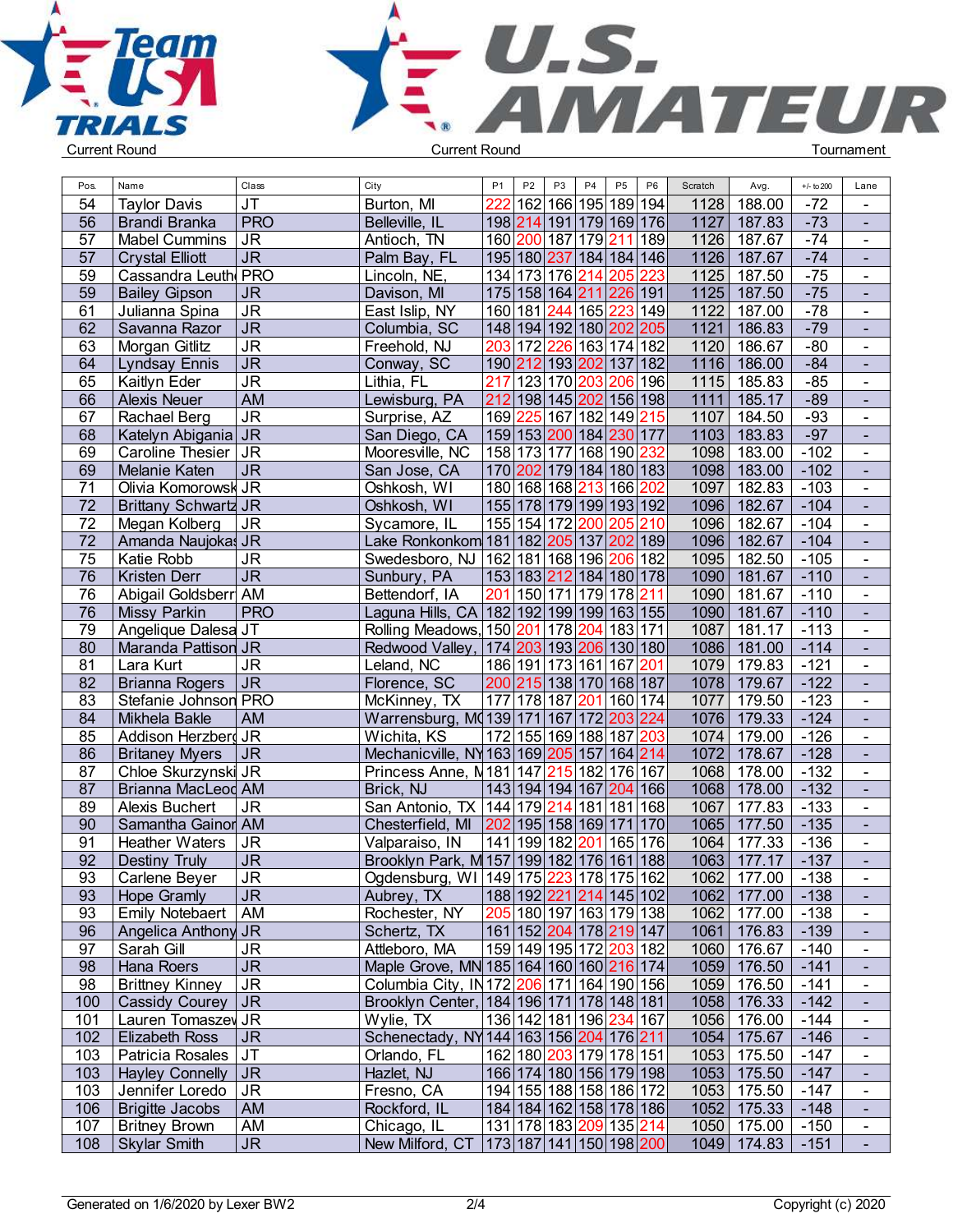Current Round | Current Round | Tournament

| Pos. | Name | Class | City | P1 | P2 | P3 | P4 | P5 | P6 | Scratch | Avg. | +/- to 200 | Lane |
|---|---|---|---|---|---|---|---|---|---|---|---|---|---|
| 54 | Taylor Davis | JT | Burton, MI | 222 | 162 | 166 | 195 | 189 | 194 | 1128 | 188.00 | -72 | - |
| 56 | Brandi Branka | PRO | Belleville, IL | 198 | 214 | 191 | 179 | 169 | 176 | 1127 | 187.83 | -73 | - |
| 57 | Mabel Cummins | JR | Antioch, TN | 160 | 200 | 187 | 179 | 211 | 189 | 1126 | 187.67 | -74 | - |
| 57 | Crystal Elliott | JR | Palm Bay, FL | 195 | 180 | 237 | 184 | 184 | 146 | 1126 | 187.67 | -74 | - |
| 59 | Cassandra Leuth | PRO | Lincoln, NE, | 134 | 173 | 176 | 214 | 205 | 223 | 1125 | 187.50 | -75 | - |
| 59 | Bailey Gipson | JR | Davison, MI | 175 | 158 | 164 | 211 | 226 | 191 | 1125 | 187.50 | -75 | - |
| 61 | Julianna Spina | JR | East Islip, NY | 160 | 181 | 244 | 165 | 223 | 149 | 1122 | 187.00 | -78 | - |
| 62 | Savanna Razor | JR | Columbia, SC | 148 | 194 | 192 | 180 | 202 | 205 | 1121 | 186.83 | -79 | - |
| 63 | Morgan Gitlitz | JR | Freehold, NJ | 203 | 172 | 226 | 163 | 174 | 182 | 1120 | 186.67 | -80 | - |
| 64 | Lyndsay Ennis | JR | Conway, SC | 190 | 212 | 193 | 202 | 137 | 182 | 1116 | 186.00 | -84 | - |
| 65 | Kaitlyn Eder | JR | Lithia, FL | 217 | 123 | 170 | 203 | 206 | 196 | 1115 | 185.83 | -85 | - |
| 66 | Alexis Neuer | AM | Lewisburg, PA | 212 | 198 | 145 | 202 | 156 | 198 | 1111 | 185.17 | -89 | - |
| 67 | Rachael Berg | JR | Surprise, AZ | 169 | 225 | 167 | 182 | 149 | 215 | 1107 | 184.50 | -93 | - |
| 68 | Katelyn Abigania | JR | San Diego, CA | 159 | 153 | 200 | 184 | 230 | 177 | 1103 | 183.83 | -97 | - |
| 69 | Caroline Thesier | JR | Mooresville, NC | 158 | 173 | 177 | 168 | 190 | 232 | 1098 | 183.00 | -102 | - |
| 69 | Melanie Katen | JR | San Jose, CA | 170 | 202 | 179 | 184 | 180 | 183 | 1098 | 183.00 | -102 | - |
| 71 | Olivia Komorowsk | JR | Oshkosh, WI | 180 | 168 | 168 | 213 | 166 | 202 | 1097 | 182.83 | -103 | - |
| 72 | Brittany Schwartz | JR | Oshkosh, WI | 155 | 178 | 179 | 199 | 193 | 192 | 1096 | 182.67 | -104 | - |
| 72 | Megan Kolberg | JR | Sycamore, IL | 155 | 154 | 172 | 200 | 205 | 210 | 1096 | 182.67 | -104 | - |
| 72 | Amanda Naujokas | JR | Lake Ronkonkom | 181 | 182 | 205 | 137 | 202 | 189 | 1096 | 182.67 | -104 | - |
| 75 | Katie Robb | JR | Swedesboro, NJ | 162 | 181 | 168 | 196 | 206 | 182 | 1095 | 182.50 | -105 | - |
| 76 | Kristen Derr | JR | Sunbury, PA | 153 | 183 | 212 | 184 | 180 | 178 | 1090 | 181.67 | -110 | - |
| 76 | Abigail Goldsberr | AM | Bettendorf, IA | 201 | 150 | 171 | 179 | 178 | 211 | 1090 | 181.67 | -110 | - |
| 76 | Missy Parkin | PRO | Laguna Hills, CA | 182 | 192 | 199 | 199 | 163 | 155 | 1090 | 181.67 | -110 | - |
| 79 | Angelique Dalesa | JT | Rolling Meadows, | 150 | 201 | 178 | 204 | 183 | 171 | 1087 | 181.17 | -113 | - |
| 80 | Maranda Pattison | JR | Redwood Valley, | 174 | 203 | 193 | 206 | 130 | 180 | 1086 | 181.00 | -114 | - |
| 81 | Lara Kurt | JR | Leland, NC | 186 | 191 | 173 | 161 | 167 | 201 | 1079 | 179.83 | -121 | - |
| 82 | Brianna Rogers | JR | Florence, SC | 200 | 215 | 138 | 170 | 168 | 187 | 1078 | 179.67 | -122 | - |
| 83 | Stefanie Johnson | PRO | McKinney, TX | 177 | 178 | 187 | 201 | 160 | 174 | 1077 | 179.50 | -123 | - |
| 84 | Mikhela Bakle | AM | Warrensburg, MO | 139 | 171 | 167 | 172 | 203 | 224 | 1076 | 179.33 | -124 | - |
| 85 | Addison Herzberg | JR | Wichita, KS | 172 | 155 | 169 | 188 | 187 | 203 | 1074 | 179.00 | -126 | - |
| 86 | Britaney Myers | JR | Mechanicville, NY | 163 | 169 | 205 | 157 | 164 | 214 | 1072 | 178.67 | -128 | - |
| 87 | Chloe Skurzynski | JR | Princess Anne, M | 181 | 147 | 215 | 182 | 176 | 167 | 1068 | 178.00 | -132 | - |
| 87 | Brianna MacLeod | AM | Brick, NJ | 143 | 194 | 194 | 167 | 204 | 166 | 1068 | 178.00 | -132 | - |
| 89 | Alexis Buchert | JR | San Antonio, TX | 144 | 179 | 214 | 181 | 181 | 168 | 1067 | 177.83 | -133 | - |
| 90 | Samantha Gainor | AM | Chesterfield, MI | 202 | 195 | 158 | 169 | 171 | 170 | 1065 | 177.50 | -135 | - |
| 91 | Heather Waters | JR | Valparaiso, IN | 141 | 199 | 182 | 201 | 165 | 176 | 1064 | 177.33 | -136 | - |
| 92 | Destiny Truly | JR | Brooklyn Park, M | 157 | 199 | 182 | 176 | 161 | 188 | 1063 | 177.17 | -137 | - |
| 93 | Carlene Beyer | JR | Ogdensburg, WI | 149 | 175 | 223 | 178 | 175 | 162 | 1062 | 177.00 | -138 | - |
| 93 | Hope Gramly | JR | Aubrey, TX | 188 | 192 | 221 | 214 | 145 | 102 | 1062 | 177.00 | -138 | - |
| 93 | Emily Notebaert | AM | Rochester, NY | 205 | 180 | 197 | 163 | 179 | 138 | 1062 | 177.00 | -138 | - |
| 96 | Angelica Anthony | JR | Schertz, TX | 161 | 152 | 204 | 178 | 219 | 147 | 1061 | 176.83 | -139 | - |
| 97 | Sarah Gill | JR | Attleboro, MA | 159 | 149 | 195 | 172 | 203 | 182 | 1060 | 176.67 | -140 | - |
| 98 | Hana Roers | JR | Maple Grove, MN | 185 | 164 | 160 | 160 | 216 | 174 | 1059 | 176.50 | -141 | - |
| 98 | Brittney Kinney | JR | Columbia City, IN | 172 | 206 | 171 | 164 | 190 | 156 | 1059 | 176.50 | -141 | - |
| 100 | Cassidy Courey | JR | Brooklyn Center, | 184 | 196 | 171 | 178 | 148 | 181 | 1058 | 176.33 | -142 | - |
| 101 | Lauren Tomaszev | JR | Wylie, TX | 136 | 142 | 181 | 196 | 234 | 167 | 1056 | 176.00 | -144 | - |
| 102 | Elizabeth Ross | JR | Schenectady, NY | 144 | 163 | 156 | 204 | 176 | 211 | 1054 | 175.67 | -146 | - |
| 103 | Patricia Rosales | JT | Orlando, FL | 162 | 180 | 203 | 179 | 178 | 151 | 1053 | 175.50 | -147 | - |
| 103 | Hayley Connelly | JR | Hazlet, NJ | 166 | 174 | 180 | 156 | 179 | 198 | 1053 | 175.50 | -147 | - |
| 103 | Jennifer Loredo | JR | Fresno, CA | 194 | 155 | 188 | 158 | 186 | 172 | 1053 | 175.50 | -147 | - |
| 106 | Brigitte Jacobs | AM | Rockford, IL | 184 | 184 | 162 | 158 | 178 | 186 | 1052 | 175.33 | -148 | - |
| 107 | Britney Brown | AM | Chicago, IL | 131 | 178 | 183 | 209 | 135 | 214 | 1050 | 175.00 | -150 | - |
| 108 | Skylar Smith | JR | New Milford, CT | 173 | 187 | 141 | 150 | 198 | 200 | 1049 | 174.83 | -151 | - |

Generated on 1/6/2020 by Lexer BW2 | Copyright (c) 2020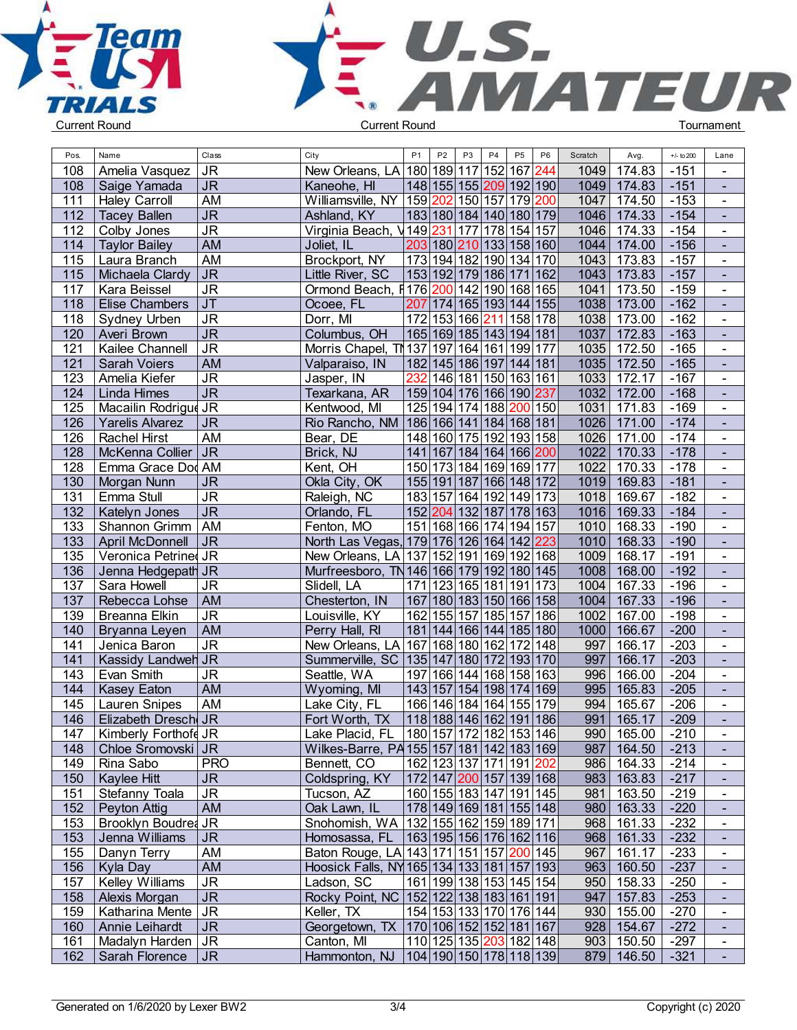Current Round | Current Round | Tournament

| Pos. | Name | Class | City | P1 | P2 | P3 | P4 | P5 | P6 | Scratch | Avg. | +/- to 200 | Lane |
|---|---|---|---|---|---|---|---|---|---|---|---|---|---|
| 108 | Amelia Vasquez | JR | New Orleans, LA | 180 | 189 | 117 | 152 | 167 | 244 | 1049 | 174.83 | -151 | - |
| 108 | Saige Yamada | JR | Kaneohe, HI | 148 | 155 | 155 | 209 | 192 | 190 | 1049 | 174.83 | -151 | - |
| 111 | Haley Carroll | AM | Williamsville, NY | 159 | 202 | 150 | 157 | 179 | 200 | 1047 | 174.50 | -153 | - |
| 112 | Tacey Ballen | JR | Ashland, KY | 183 | 180 | 184 | 140 | 180 | 179 | 1046 | 174.33 | -154 | - |
| 112 | Colby Jones | JR | Virginia Beach, V | 149 | 231 | 177 | 178 | 154 | 157 | 1046 | 174.33 | -154 | - |
| 114 | Taylor Bailey | AM | Joliet, IL | 203 | 180 | 210 | 133 | 158 | 160 | 1044 | 174.00 | -156 | - |
| 115 | Laura Branch | AM | Brockport, NY | 173 | 194 | 182 | 190 | 134 | 170 | 1043 | 173.83 | -157 | - |
| 115 | Michaela Clardy | JR | Little River, SC | 153 | 192 | 179 | 186 | 171 | 162 | 1043 | 173.83 | -157 | - |
| 117 | Kara Beissel | JR | Ormond Beach, F | 176 | 200 | 142 | 190 | 168 | 165 | 1041 | 173.50 | -159 | - |
| 118 | Elise Chambers | JT | Ocoee, FL | 207 | 174 | 165 | 193 | 144 | 155 | 1038 | 173.00 | -162 | - |
| 118 | Sydney Urben | JR | Dorr, MI | 172 | 153 | 166 | 211 | 158 | 178 | 1038 | 173.00 | -162 | - |
| 120 | Averi Brown | JR | Columbus, OH | 165 | 169 | 185 | 143 | 194 | 181 | 1037 | 172.83 | -163 | - |
| 121 | Kailee Channell | JR | Morris Chapel, TN | 137 | 197 | 164 | 161 | 199 | 177 | 1035 | 172.50 | -165 | - |
| 121 | Sarah Voiers | AM | Valparaiso, IN | 182 | 145 | 186 | 197 | 144 | 181 | 1035 | 172.50 | -165 | - |
| 123 | Amelia Kiefer | JR | Jasper, IN | 232 | 146 | 181 | 150 | 163 | 161 | 1033 | 172.17 | -167 | - |
| 124 | Linda Himes | JR | Texarkana, AR | 159 | 104 | 176 | 166 | 190 | 237 | 1032 | 172.00 | -168 | - |
| 125 | Macailin Rodrigue | JR | Kentwood, MI | 125 | 194 | 174 | 188 | 200 | 150 | 1031 | 171.83 | -169 | - |
| 126 | Yarelis Alvarez | JR | Rio Rancho, NM | 186 | 166 | 141 | 184 | 168 | 181 | 1026 | 171.00 | -174 | - |
| 126 | Rachel Hirst | AM | Bear, DE | 148 | 160 | 175 | 192 | 193 | 158 | 1026 | 171.00 | -174 | - |
| 128 | McKenna Collier | JR | Brick, NJ | 141 | 167 | 184 | 164 | 166 | 200 | 1022 | 170.33 | -178 | - |
| 128 | Emma Grace Dod | AM | Kent, OH | 150 | 173 | 184 | 169 | 169 | 177 | 1022 | 170.33 | -178 | - |
| 130 | Morgan Nunn | JR | Okla City, OK | 155 | 191 | 187 | 166 | 148 | 172 | 1019 | 169.83 | -181 | - |
| 131 | Emma Stull | JR | Raleigh, NC | 183 | 157 | 164 | 192 | 149 | 173 | 1018 | 169.67 | -182 | - |
| 132 | Katelyn Jones | JR | Orlando, FL | 152 | 204 | 132 | 187 | 178 | 163 | 1016 | 169.33 | -184 | - |
| 133 | Shannon Grimm | AM | Fenton, MO | 151 | 168 | 166 | 174 | 194 | 157 | 1010 | 168.33 | -190 | - |
| 133 | April McDonnell | JR | North Las Vegas, | 179 | 176 | 126 | 164 | 142 | 223 | 1010 | 168.33 | -190 | - |
| 135 | Veronica Petrined | JR | New Orleans, LA | 137 | 152 | 191 | 169 | 192 | 168 | 1009 | 168.17 | -191 | - |
| 136 | Jenna Hedgepath | JR | Murfreesboro, TN | 146 | 166 | 179 | 192 | 180 | 145 | 1008 | 168.00 | -192 | - |
| 137 | Sara Howell | JR | Slidell, LA | 171 | 123 | 165 | 181 | 191 | 173 | 1004 | 167.33 | -196 | - |
| 137 | Rebecca Lohse | AM | Chesterton, IN | 167 | 180 | 183 | 150 | 166 | 158 | 1004 | 167.33 | -196 | - |
| 139 | Breanna Elkin | JR | Louisville, KY | 162 | 155 | 157 | 185 | 157 | 186 | 1002 | 167.00 | -198 | - |
| 140 | Bryanna Leyen | AM | Perry Hall, RI | 181 | 144 | 166 | 144 | 185 | 180 | 1000 | 166.67 | -200 | - |
| 141 | Jenica Baron | JR | New Orleans, LA | 167 | 168 | 180 | 162 | 172 | 148 | 997 | 166.17 | -203 | - |
| 141 | Kassidy Landweh | JR | Summerville, SC | 135 | 147 | 180 | 172 | 193 | 170 | 997 | 166.17 | -203 | - |
| 143 | Evan Smith | JR | Seattle, WA | 197 | 166 | 144 | 168 | 158 | 163 | 996 | 166.00 | -204 | - |
| 144 | Kasey Eaton | AM | Wyoming, MI | 143 | 157 | 154 | 198 | 174 | 169 | 995 | 165.83 | -205 | - |
| 145 | Lauren Snipes | AM | Lake City, FL | 166 | 146 | 184 | 164 | 155 | 179 | 994 | 165.67 | -206 | - |
| 146 | Elizabeth Dresch | JR | Fort Worth, TX | 118 | 188 | 146 | 162 | 191 | 186 | 991 | 165.17 | -209 | - |
| 147 | Kimberly Forthofe | JR | Lake Placid, FL | 180 | 157 | 172 | 182 | 153 | 146 | 990 | 165.00 | -210 | - |
| 148 | Chloe Sromovski | JR | Wilkes-Barre, PA | 155 | 157 | 181 | 142 | 183 | 169 | 987 | 164.50 | -213 | - |
| 149 | Rina Sabo | PRO | Bennett, CO | 162 | 123 | 137 | 171 | 191 | 202 | 986 | 164.33 | -214 | - |
| 150 | Kaylee Hitt | JR | Coldspring, KY | 172 | 147 | 200 | 157 | 139 | 168 | 983 | 163.83 | -217 | - |
| 151 | Stefanny Toala | JR | Tucson, AZ | 160 | 155 | 183 | 147 | 191 | 145 | 981 | 163.50 | -219 | - |
| 152 | Peyton Attig | AM | Oak Lawn, IL | 178 | 149 | 169 | 181 | 155 | 148 | 980 | 163.33 | -220 | - |
| 153 | Brooklyn Boudrea | JR | Snohomish, WA | 132 | 155 | 162 | 159 | 189 | 171 | 968 | 161.33 | -232 | - |
| 153 | Jenna Williams | JR | Homosassa, FL | 163 | 195 | 156 | 176 | 162 | 116 | 968 | 161.33 | -232 | - |
| 155 | Danyn Terry | AM | Baton Rouge, LA | 143 | 171 | 151 | 157 | 200 | 145 | 967 | 161.17 | -233 | - |
| 156 | Kyla Day | AM | Hoosick Falls, NY | 165 | 134 | 133 | 181 | 157 | 193 | 963 | 160.50 | -237 | - |
| 157 | Kelley Williams | JR | Ladson, SC | 161 | 199 | 138 | 153 | 145 | 154 | 950 | 158.33 | -250 | - |
| 158 | Alexis Morgan | JR | Rocky Point, NC | 152 | 122 | 138 | 183 | 161 | 191 | 947 | 157.83 | -253 | - |
| 159 | Katharina Mente | JR | Keller, TX | 154 | 153 | 133 | 170 | 176 | 144 | 930 | 155.00 | -270 | - |
| 160 | Annie Leihardt | JR | Georgetown, TX | 170 | 106 | 152 | 152 | 181 | 167 | 928 | 154.67 | -272 | - |
| 161 | Madalyn Harden | JR | Canton, MI | 110 | 125 | 135 | 203 | 182 | 148 | 903 | 150.50 | -297 | - |
| 162 | Sarah Florence | JR | Hammonton, NJ | 104 | 190 | 150 | 178 | 118 | 139 | 879 | 146.50 | -321 | - |

Generated on 1/6/2020 by Lexer BW2 | Copyright (c) 2020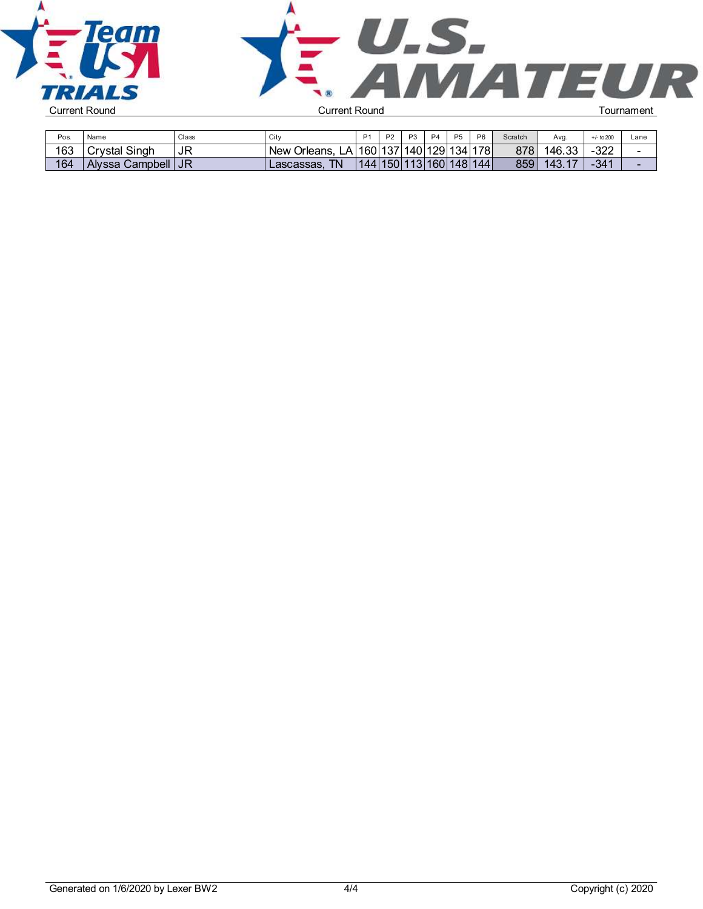| Current Round | Current Round | Tournament |
|---|---|---|

| Pos. | Name | Class | City | P1 | P2 | P3 | P4 | P5 | P6 | Scratch | Avg. | +/- to 200 | Lane |
|---|---|---|---|---|---|---|---|---|---|---|---|---|---|
| 163 | Crystal Singh | JR | New Orleans, LA | 160 | 137 | 140 | 129 | 134 | 178 | 878 | 146.33 | -322 | - |
| 164 | Alyssa Campbell | JR | Lascassas, TN | 144 | 150 | 113 | 160 | 148 | 144 | 859 | 143.17 | -341 | - |

Generated on 1/6/2020 by Lexer BW2

Copyright (c) 2020